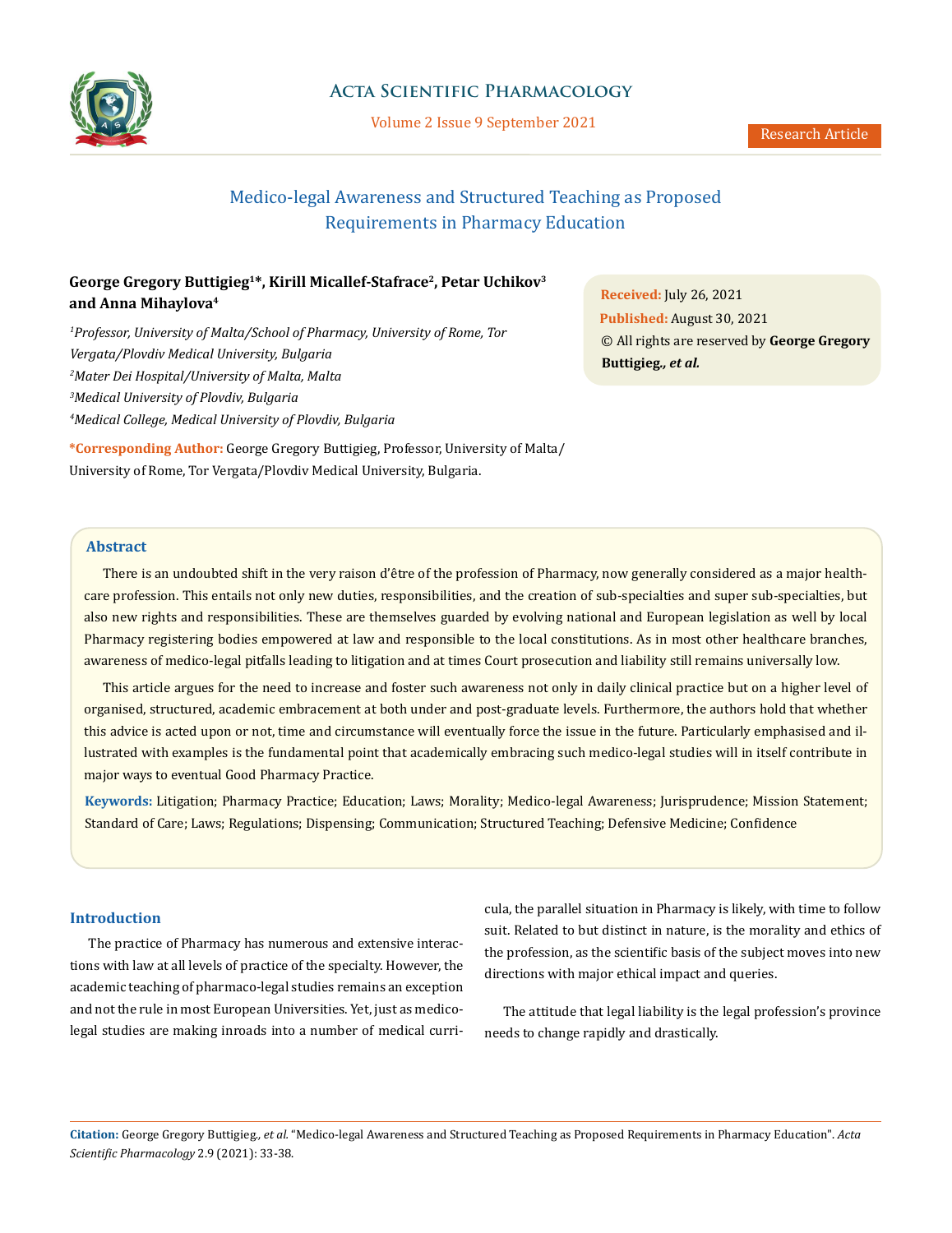# Medico-legal Awareness and Structured Teaching as Proposed Requirements in Pharmacy Education

**George Gregory Buttigieg[1]*, Kirill Micallef-Stafrace[2], Petar Uchikov[3] and Anna Mihaylova[4]**

*[1]Professor, University of Malta/School of Pharmacy, University of Rome, Tor Vergata/Plovdiv Medical University, Bulgaria*
*[2]Mater Dei Hospital/University of Malta, Malta*
*[3]Medical University of Plovdiv, Bulgaria*
*[4]Medical College, Medical University of Plovdiv, Bulgaria*

**\*Corresponding Author:** George Gregory Buttigieg, Professor, University of Malta/University of Rome, Tor Vergata/Plovdiv Medical University, Bulgaria.

**Received:** July 26, 2021
**Published:** August 30, 2021
© All rights are reserved by **George Gregory Buttigieg*., et al.***

## Abstract

There is an undoubted shift in the very raison d'être of the profession of Pharmacy, now generally considered as a major healthcare profession. This entails not only new duties, responsibilities, and the creation of sub-specialties and super sub-specialties, but also new rights and responsibilities. These are themselves guarded by evolving national and European legislation as well by local Pharmacy registering bodies empowered at law and responsible to the local constitutions. As in most other healthcare branches, awareness of medico-legal pitfalls leading to litigation and at times Court prosecution and liability still remains universally low.

This article argues for the need to increase and foster such awareness not only in daily clinical practice but on a higher level of organised, structured, academic embracement at both under and post-graduate levels. Furthermore, the authors hold that whether this advice is acted upon or not, time and circumstance will eventually force the issue in the future. Particularly emphasised and illustrated with examples is the fundamental point that academically embracing such medico-legal studies will in itself contribute in major ways to eventual Good Pharmacy Practice.

**Keywords:** Litigation; Pharmacy Practice; Education; Laws; Morality; Medico-legal Awareness; Jurisprudence; Mission Statement; Standard of Care; Laws; Regulations; Dispensing; Communication; Structured Teaching; Defensive Medicine; Confidence

## Introduction

The practice of Pharmacy has numerous and extensive interactions with law at all levels of practice of the specialty. However, the academic teaching of pharmaco-legal studies remains an exception and not the rule in most European Universities. Yet, just as medico-legal studies are making inroads into a number of medical curricula, the parallel situation in Pharmacy is likely, with time to follow suit. Related to but distinct in nature, is the morality and ethics of the profession, as the scientific basis of the subject moves into new directions with major ethical impact and queries.

The attitude that legal liability is the legal profession's province needs to change rapidly and drastically.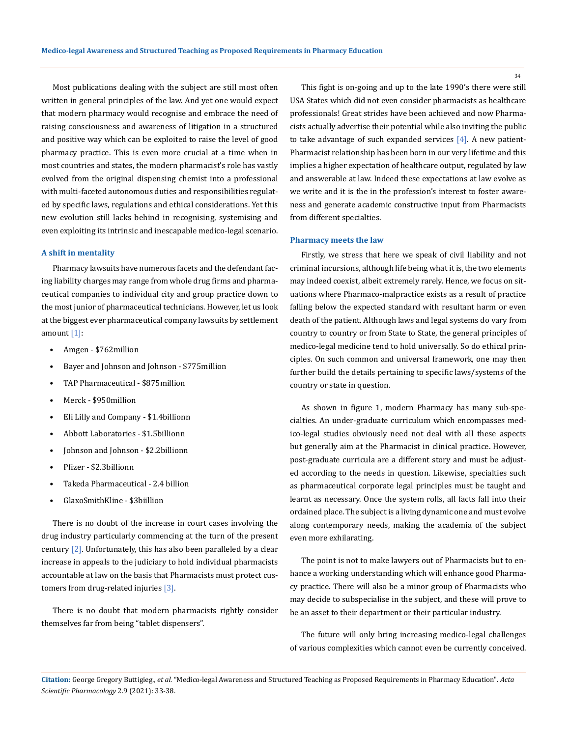Most publications dealing with the subject are still most often written in general principles of the law. And yet one would expect that modern pharmacy would recognise and embrace the need of raising consciousness and awareness of litigation in a structured and positive way which can be exploited to raise the level of good pharmacy practice. This is even more crucial at a time when in most countries and states, the modern pharmacist's role has vastly evolved from the original dispensing chemist into a professional with multi-faceted autonomous duties and responsibilities regulated by specific laws, regulations and ethical considerations. Yet this new evolution still lacks behind in recognising, systemising and even exploiting its intrinsic and inescapable medico-legal scenario.

### A shift in mentality

Pharmacy lawsuits have numerous facets and the defendant facing liability charges may range from whole drug firms and pharmaceutical companies to individual city and group practice down to the most junior of pharmaceutical technicians. However, let us look at the biggest ever pharmaceutical company lawsuits by settlement amount [1]:

- Amgen - $762million
- Bayer and Johnson and Johnson - $775million
- TAP Pharmaceutical - $875million
- Merck - $950million
- Eli Lilly and Company - $1.4billionn
- Abbott Laboratories - $1.5billionn
- Johnson and Johnson - $2.2billionn
- Pfizer - $2.3billionn
- Takeda Pharmaceutical - 2.4 billion
- GlaxoSmithKline - $3biillion

There is no doubt of the increase in court cases involving the drug industry particularly commencing at the turn of the present century [2]. Unfortunately, this has also been paralleled by a clear increase in appeals to the judiciary to hold individual pharmacists accountable at law on the basis that Pharmacists must protect customers from drug-related injuries [3].

There is no doubt that modern pharmacists rightly consider themselves far from being "tablet dispensers".

This fight is on-going and up to the late 1990's there were still USA States which did not even consider pharmacists as healthcare professionals! Great strides have been achieved and now Pharmacists actually advertise their potential while also inviting the public to take advantage of such expanded services [4]. A new patient-Pharmacist relationship has been born in our very lifetime and this implies a higher expectation of healthcare output, regulated by law and answerable at law. Indeed these expectations at law evolve as we write and it is the in the profession's interest to foster awareness and generate academic constructive input from Pharmacists from different specialties.

### Pharmacy meets the law

Firstly, we stress that here we speak of civil liability and not criminal incursions, although life being what it is, the two elements may indeed coexist, albeit extremely rarely. Hence, we focus on situations where Pharmaco-malpractice exists as a result of practice falling below the expected standard with resultant harm or even death of the patient. Although laws and legal systems do vary from country to country or from State to State, the general principles of medico-legal medicine tend to hold universally. So do ethical principles. On such common and universal framework, one may then further build the details pertaining to specific laws/systems of the country or state in question.

As shown in figure 1, modern Pharmacy has many sub-specialties. An under-graduate curriculum which encompasses medico-legal studies obviously need not deal with all these aspects but generally aim at the Pharmacist in clinical practice. However, post-graduate curricula are a different story and must be adjusted according to the needs in question. Likewise, specialties such as pharmaceutical corporate legal principles must be taught and learnt as necessary. Once the system rolls, all facts fall into their ordained place. The subject is a living dynamic one and must evolve along contemporary needs, making the academia of the subject even more exhilarating.

The point is not to make lawyers out of Pharmacists but to enhance a working understanding which will enhance good Pharmacy practice. There will also be a minor group of Pharmacists who may decide to subspecialise in the subject, and these will prove to be an asset to their department or their particular industry.

The future will only bring increasing medico-legal challenges of various complexities which cannot even be currently conceived.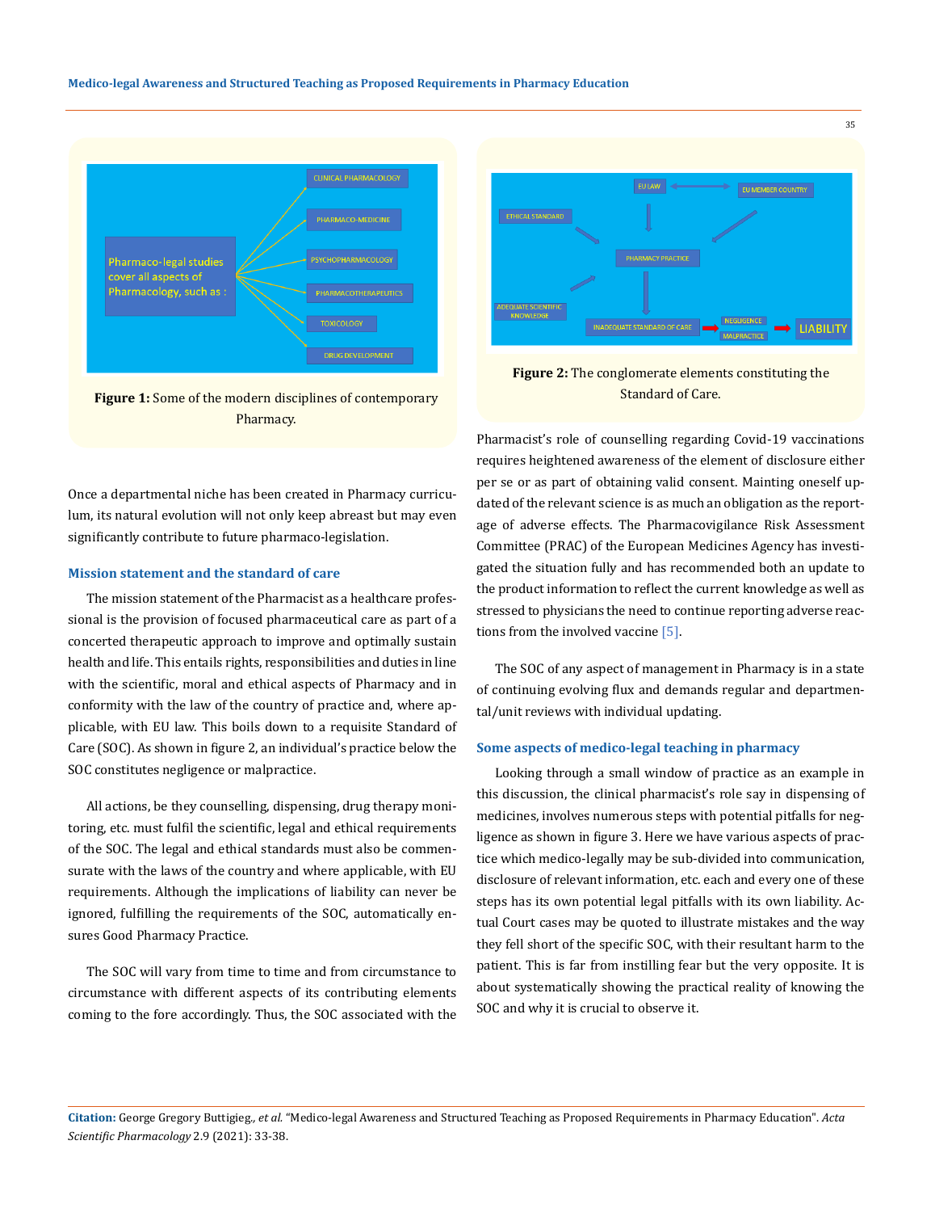Figure 1: Some of the modern disciplines of contemporary Pharmacy.

Figure 2: The conglomerate elements constituting the Standard of Care.

Once a departmental niche has been created in Pharmacy curriculum, its natural evolution will not only keep abreast but may even significantly contribute to future pharmaco-legislation.

### Mission statement and the standard of care

The mission statement of the Pharmacist as a healthcare professional is the provision of focused pharmaceutical care as part of a concerted therapeutic approach to improve and optimally sustain health and life. This entails rights, responsibilities and duties in line with the scientific, moral and ethical aspects of Pharmacy and in conformity with the law of the country of practice and, where applicable, with EU law. This boils down to a requisite Standard of Care (SOC). As shown in figure 2, an individual's practice below the SOC constitutes negligence or malpractice.

All actions, be they counselling, dispensing, drug therapy monitoring, etc. must fulfil the scientific, legal and ethical requirements of the SOC. The legal and ethical standards must also be commensurate with the laws of the country and where applicable, with EU requirements. Although the implications of liability can never be ignored, fulfilling the requirements of the SOC, automatically ensures Good Pharmacy Practice.

The SOC will vary from time to time and from circumstance to circumstance with different aspects of its contributing elements coming to the fore accordingly. Thus, the SOC associated with the Pharmacist's role of counselling regarding Covid-19 vaccinations requires heightened awareness of the element of disclosure either per se or as part of obtaining valid consent. Mainting oneself updated of the relevant science is as much an obligation as the reportage of adverse effects. The Pharmacovigilance Risk Assessment Committee (PRAC) of the European Medicines Agency has investigated the situation fully and has recommended both an update to the product information to reflect the current knowledge as well as stressed to physicians the need to continue reporting adverse reactions from the involved vaccine [5].

The SOC of any aspect of management in Pharmacy is in a state of continuing evolving flux and demands regular and departmental/unit reviews with individual updating.

### Some aspects of medico-legal teaching in pharmacy

Looking through a small window of practice as an example in this discussion, the clinical pharmacist's role say in dispensing of medicines, involves numerous steps with potential pitfalls for negligence as shown in figure 3. Here we have various aspects of practice which medico-legally may be sub-divided into communication, disclosure of relevant information, etc. each and every one of these steps has its own potential legal pitfalls with its own liability. Actual Court cases may be quoted to illustrate mistakes and the way they fell short of the specific SOC, with their resultant harm to the patient. This is far from instilling fear but the very opposite. It is about systematically showing the practical reality of knowing the SOC and why it is crucial to observe it.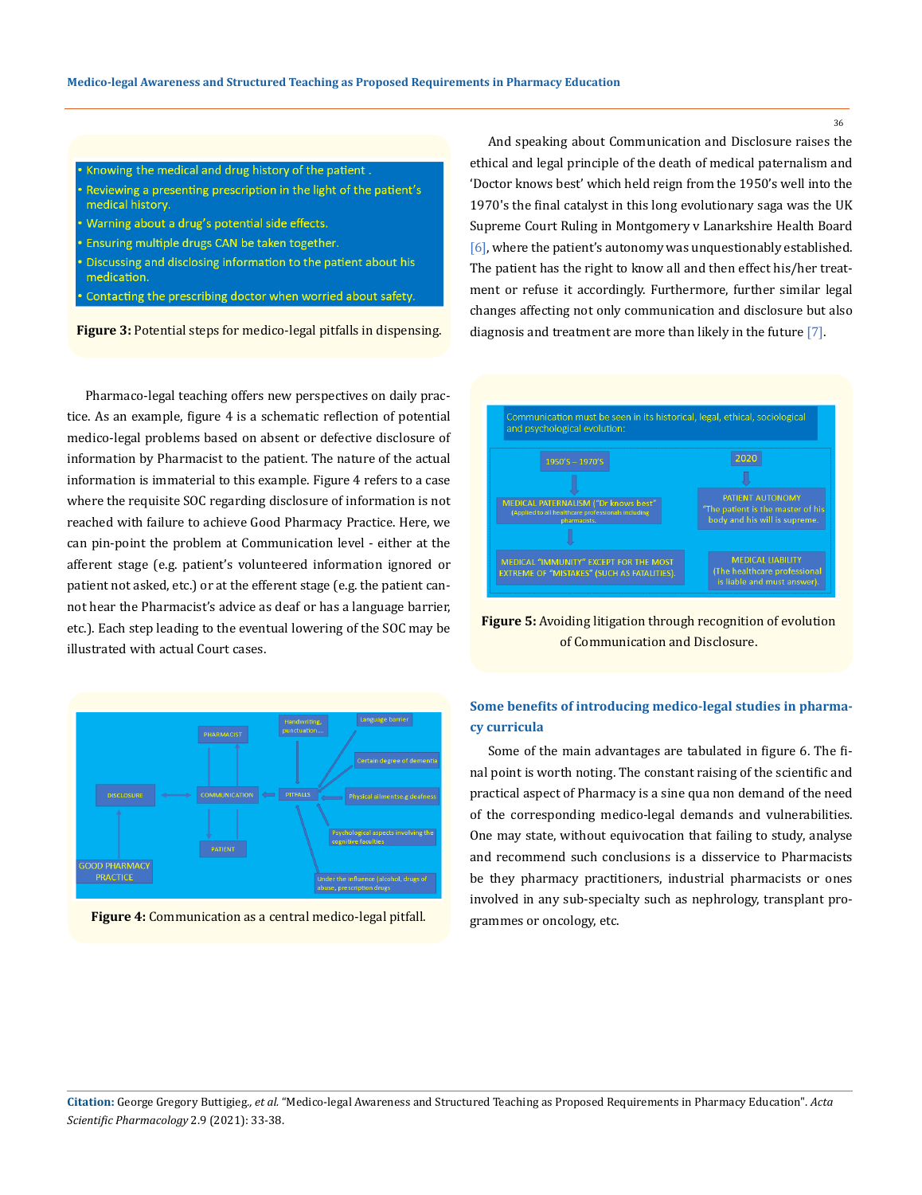- Knowing the medical and drug history of the patient .
- Reviewing a presenting prescription in the light of the patient's medical history.
- Warning about a drug's potential side effects.
- Ensuring multiple drugs CAN be taken together.
- Discussing and disclosing information to the patient about his medication.
- Contacting the prescribing doctor when worried about safety.

**Figure 3:** Potential steps for medico-legal pitfalls in dispensing.

Pharmaco-legal teaching offers new perspectives on daily practice. As an example, figure 4 is a schematic reflection of potential medico-legal problems based on absent or defective disclosure of information by Pharmacist to the patient. The nature of the actual information is immaterial to this example. Figure 4 refers to a case where the requisite SOC regarding disclosure of information is not reached with failure to achieve Good Pharmacy Practice. Here, we can pin-point the problem at Communication level - either at the afferent stage (e.g. patient's volunteered information ignored or patient not asked, etc.) or at the efferent stage (e.g. the patient cannot hear the Pharmacist's advice as deaf or has a language barrier, etc.). Each step leading to the eventual lowering of the SOC may be illustrated with actual Court cases.

**Figure 4:** Communication as a central medico-legal pitfall.

And speaking about Communication and Disclosure raises the ethical and legal principle of the death of medical paternalism and 'Doctor knows best' which held reign from the 1950's well into the 1970's the final catalyst in this long evolutionary saga was the UK Supreme Court Ruling in Montgomery v Lanarkshire Health Board [6], where the patient's autonomy was unquestionably established. The patient has the right to know all and then effect his/her treatment or refuse it accordingly. Furthermore, further similar legal changes affecting not only communication and disclosure but also diagnosis and treatment are more than likely in the future [7].

**Figure 5:** Avoiding litigation through recognition of evolution of Communication and Disclosure.

## Some benefits of introducing medico-legal studies in pharmacy curricula

Some of the main advantages are tabulated in figure 6. The final point is worth noting. The constant raising of the scientific and practical aspect of Pharmacy is a sine qua non demand of the need of the corresponding medico-legal demands and vulnerabilities. One may state, without equivocation that failing to study, analyse and recommend such conclusions is a disservice to Pharmacists be they pharmacy practitioners, industrial pharmacists or ones involved in any sub-specialty such as nephrology, transplant programmes or oncology, etc.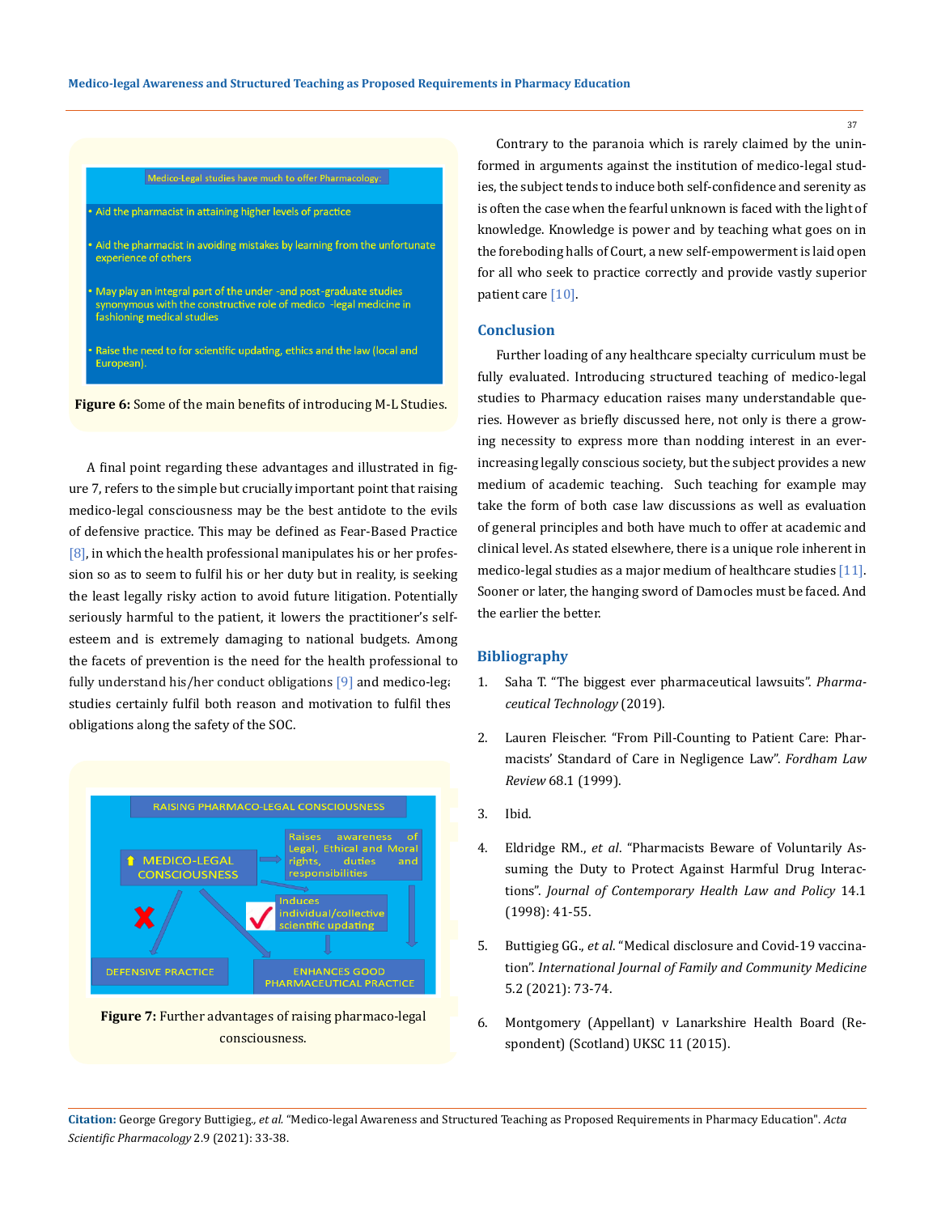Medico-Legal studies have much to offer Pharmacology:

- Aid the pharmacist in attaining higher levels of practice
- Aid the pharmacist in avoiding mistakes by learning from the unfortunate experience of others
- May play an integral part of the under -and post-graduate studies synonymous with the constructive role of medico -legal medicine in fashioning medical studies
- Raise the need to for scientific updating, ethics and the law (local and European).

**Figure 6:** Some of the main benefits of introducing M-L Studies.

A final point regarding these advantages and illustrated in figure 7, refers to the simple but crucially important point that raising medico-legal consciousness may be the best antidote to the evils of defensive practice. This may be defined as Fear-Based Practice [8], in which the health professional manipulates his or her profession so as to seem to fulfil his or her duty but in reality, is seeking the least legally risky action to avoid future litigation. Potentially seriously harmful to the patient, it lowers the practitioner's self-esteem and is extremely damaging to national budgets. Among the facets of prevention is the need for the health professional to fully understand his/her conduct obligations [9] and medico-legal studies certainly fulfil both reason and motivation to fulfil these obligations along the safety of the SOC.

RAISING PHARMACO-LEGAL CONSCIOUSNESS

- ⬆ MEDICO-LEGAL CONSCIOUSNESS
- Raises awareness of Legal, Ethical and Moral rights, duties and responsibilities
- Induces individual/collective scientific updating
- DEFENSIVE PRACTICE
- ENHANCES GOOD PHARMACEUTICAL PRACTICE

**Figure 7:** Further advantages of raising pharmaco-legal consciousness.

Contrary to the paranoia which is rarely claimed by the uninformed in arguments against the institution of medico-legal studies, the subject tends to induce both self-confidence and serenity as is often the case when the fearful unknown is faced with the light of knowledge. Knowledge is power and by teaching what goes on in the foreboding halls of Court, a new self-empowerment is laid open for all who seek to practice correctly and provide vastly superior patient care [10].

## Conclusion

Further loading of any healthcare specialty curriculum must be fully evaluated. Introducing structured teaching of medico-legal studies to Pharmacy education raises many understandable queries. However as briefly discussed here, not only is there a growing necessity to express more than nodding interest in an ever-increasing legally conscious society, but the subject provides a new medium of academic teaching. Such teaching for example may take the form of both case law discussions as well as evaluation of general principles and both have much to offer at academic and clinical level. As stated elsewhere, there is a unique role inherent in medico-legal studies as a major medium of healthcare studies [11]. Sooner or later, the hanging sword of Damocles must be faced. And the earlier the better.

## Bibliography

1. Saha T. "The biggest ever pharmaceutical lawsuits". *Pharmaceutical Technology* (2019).
2. Lauren Fleischer. "From Pill-Counting to Patient Care: Pharmacists' Standard of Care in Negligence Law". *Fordham Law Review* 68.1 (1999).
3. Ibid.
4. Eldridge RM., *et al*. "Pharmacists Beware of Voluntarily Assuming the Duty to Protect Against Harmful Drug Interactions". *Journal of Contemporary Health Law and Policy* 14.1 (1998): 41-55.
5. Buttigieg GG., *et al*. "Medical disclosure and Covid-19 vaccination". *International Journal of Family and Community Medicine* 5.2 (2021): 73-74.
6. Montgomery (Appellant) v Lanarkshire Health Board (Respondent) (Scotland) UKSC 11 (2015).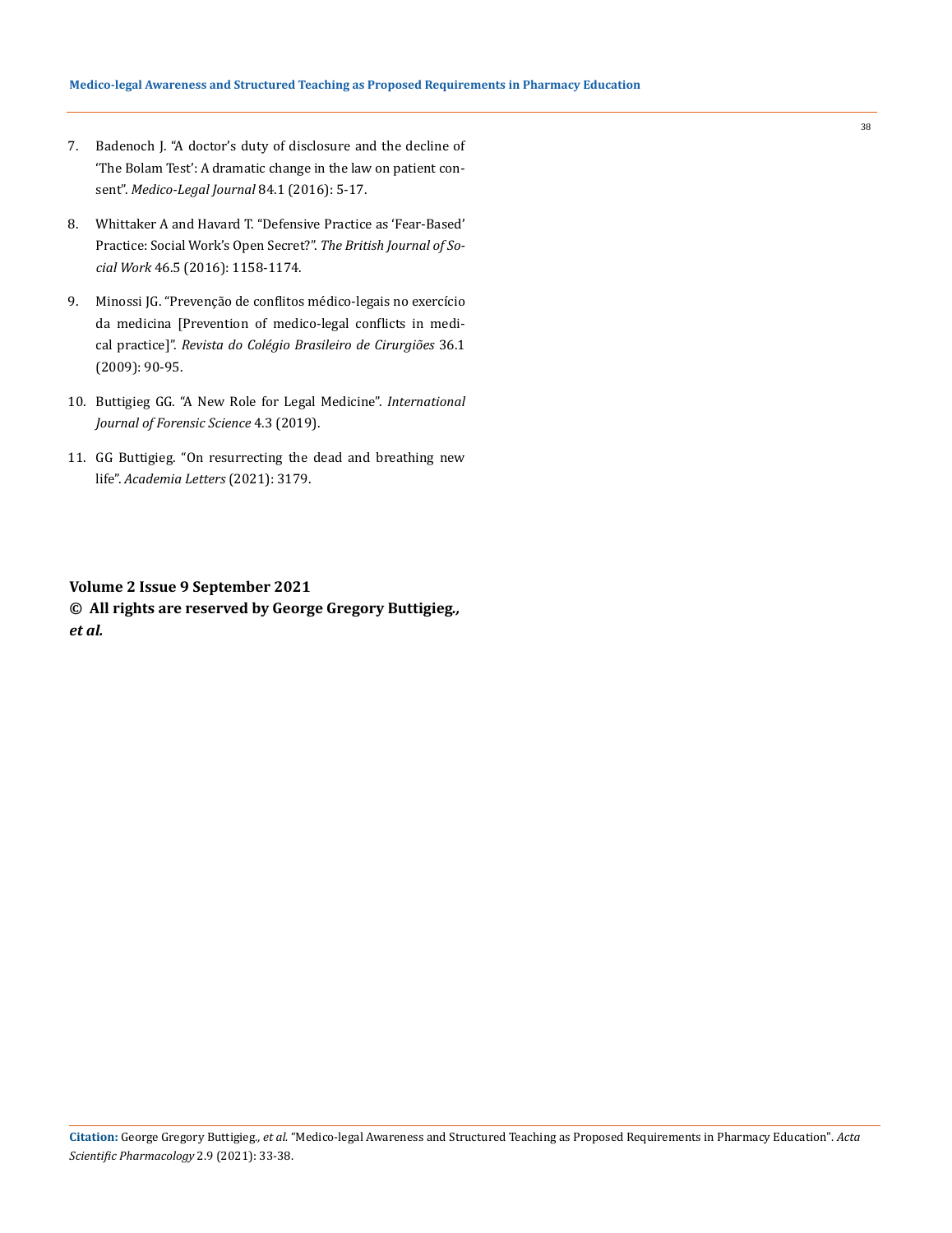7. Badenoch J. "A doctor's duty of disclosure and the decline of 'The Bolam Test': A dramatic change in the law on patient consent". *Medico-Legal Journal* 84.1 (2016): 5-17.

8. Whittaker A and Havard T. "Defensive Practice as 'Fear-Based' Practice: Social Work's Open Secret?". *The British Journal of Social Work* 46.5 (2016): 1158-1174.

9. Minossi JG. "Prevenção de conflitos médico-legais no exercício da medicina [Prevention of medico-legal conflicts in medical practice]". *Revista do Colégio Brasileiro de Cirurgiões* 36.1 (2009): 90-95.

10. Buttigieg GG. "A New Role for Legal Medicine". *International Journal of Forensic Science* 4.3 (2019).

11. GG Buttigieg. "On resurrecting the dead and breathing new life". *Academia Letters* (2021): 3179.

**Volume 2 Issue 9 September 2021**
**© All rights are reserved by George Gregory Buttigieg.,** ***et al.***